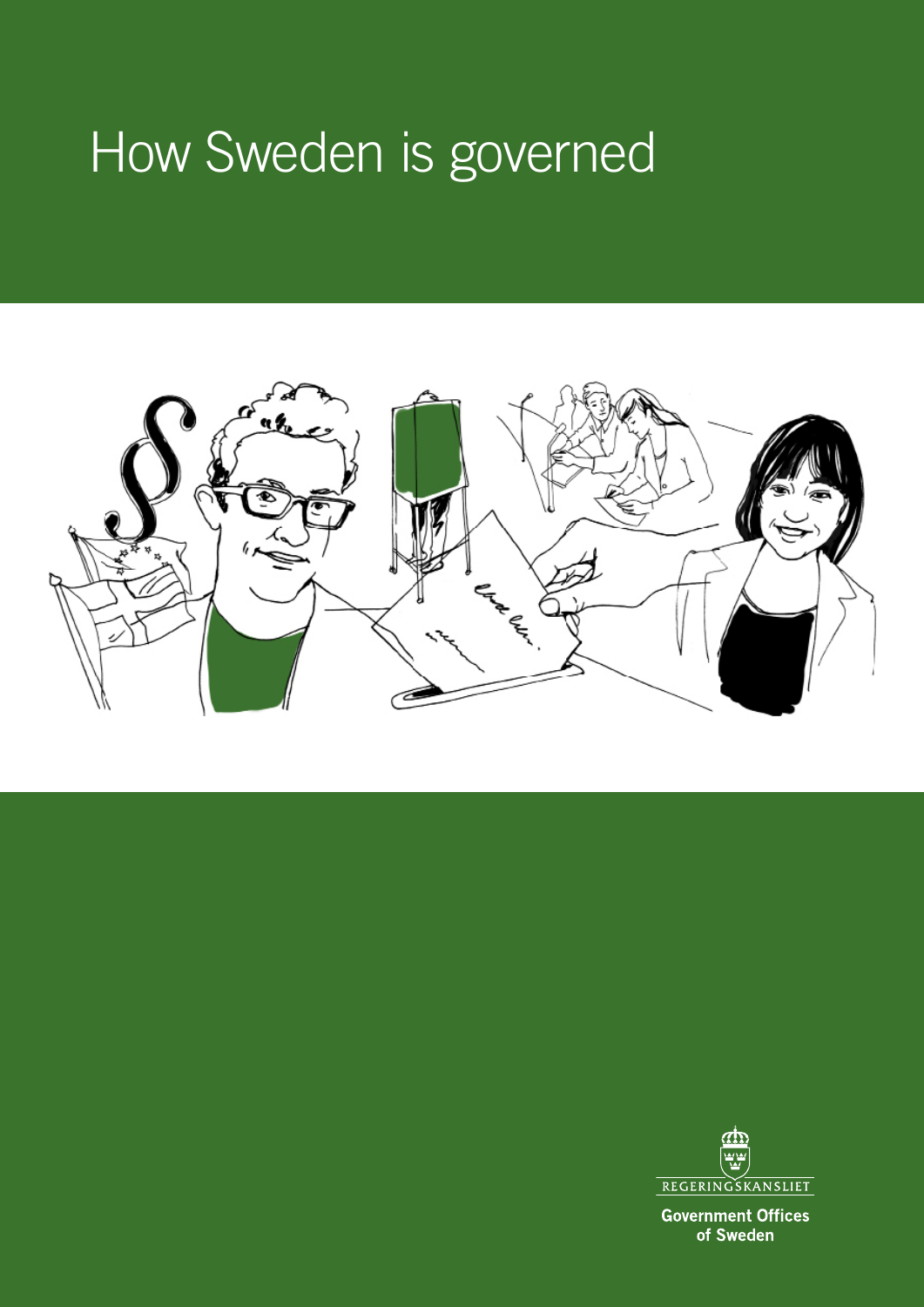# How Sweden is governed

REGERINGSKANSLIET

Government Offices of Sweden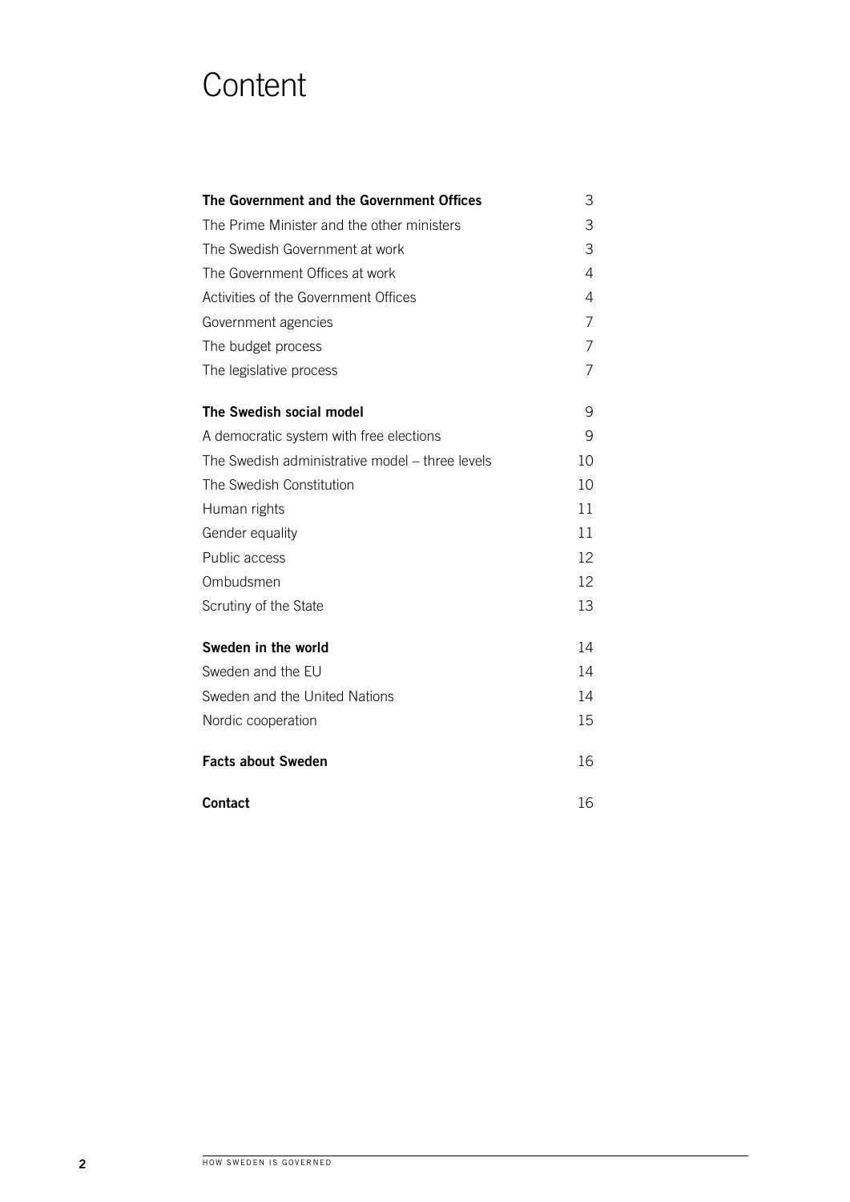# Content

| | |
|---|---|
| **The Government and the Government Offices** | 3 |
| The Prime Minister and the other ministers | 3 |
| The Swedish Government at work | 3 |
| The Government Offices at work | 4 |
| Activities of the Government Offices | 4 |
| Government agencies | 7 |
| The budget process | 7 |
| The legislative process | 7 |
| **The Swedish social model** | 9 |
| A democratic system with free elections | 9 |
| The Swedish administrative model – three levels | 10 |
| The Swedish Constitution | 10 |
| Human rights | 11 |
| Gender equality | 11 |
| Public access | 12 |
| Ombudsmen | 12 |
| Scrutiny of the State | 13 |
| **Sweden in the world** | 14 |
| Sweden and the EU | 14 |
| Sweden and the United Nations | 14 |
| Nordic cooperation | 15 |
| **Facts about Sweden** | 16 |
| **Contact** | 16 |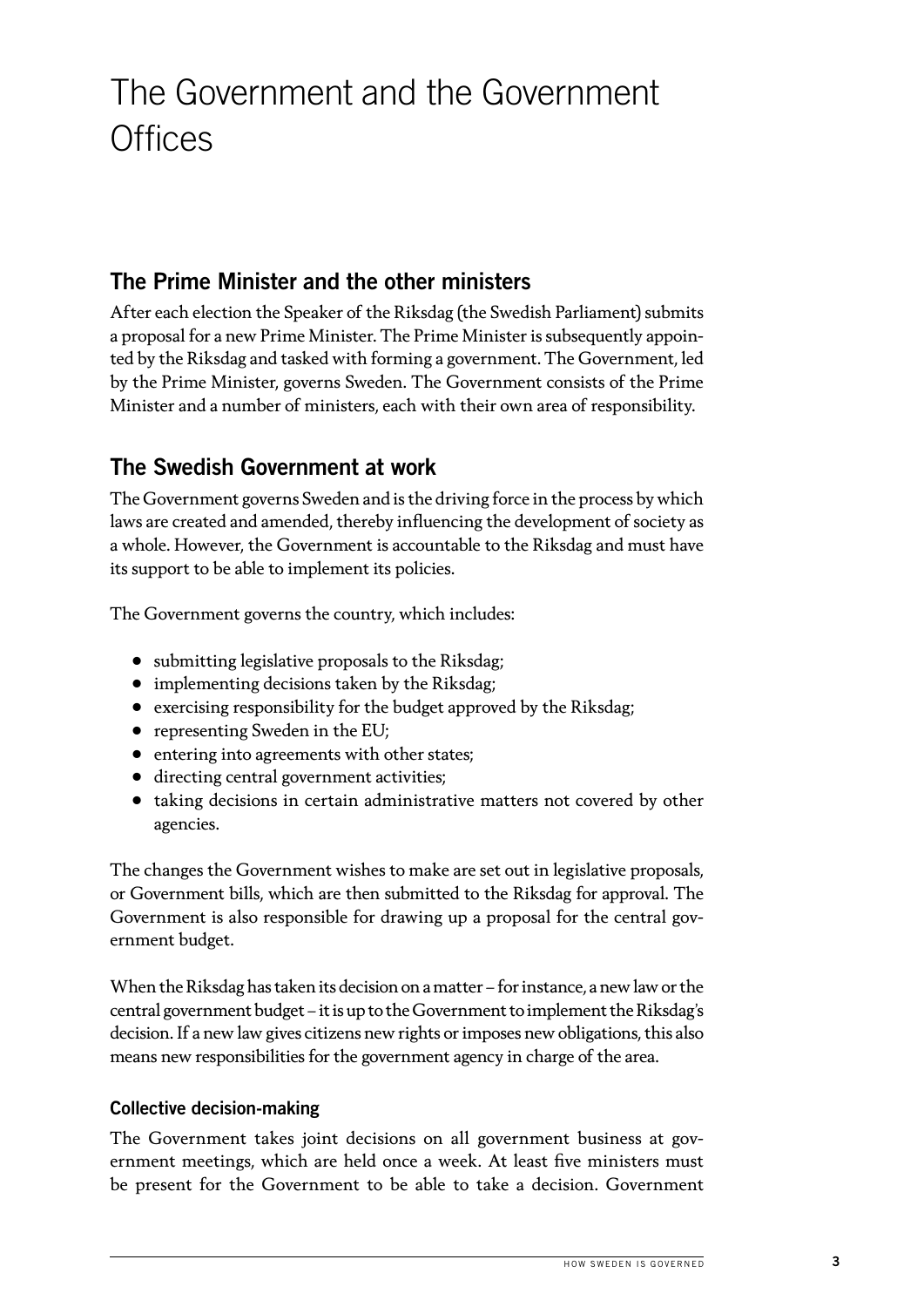# The Government and the Government Offices

## The Prime Minister and the other ministers

After each election the Speaker of the Riksdag (the Swedish Parliament) submits a proposal for a new Prime Minister. The Prime Minister is subsequently appointed by the Riksdag and tasked with forming a government. The Government, led by the Prime Minister, governs Sweden. The Government consists of the Prime Minister and a number of ministers, each with their own area of responsibility.

## The Swedish Government at work

The Government governs Sweden and is the driving force in the process by which laws are created and amended, thereby influencing the development of society as a whole. However, the Government is accountable to the Riksdag and must have its support to be able to implement its policies.

The Government governs the country, which includes:

- submitting legislative proposals to the Riksdag;
- implementing decisions taken by the Riksdag;
- exercising responsibility for the budget approved by the Riksdag;
- representing Sweden in the EU;
- entering into agreements with other states;
- directing central government activities;
- taking decisions in certain administrative matters not covered by other agencies.

The changes the Government wishes to make are set out in legislative proposals, or Government bills, which are then submitted to the Riksdag for approval. The Government is also responsible for drawing up a proposal for the central government budget.

When the Riksdag has taken its decision on a matter – for instance, a new law or the central government budget – it is up to the Government to implement the Riksdag's decision. If a new law gives citizens new rights or imposes new obligations, this also means new responsibilities for the government agency in charge of the area.

### Collective decision-making

The Government takes joint decisions on all government business at government meetings, which are held once a week. At least five ministers must be present for the Government to be able to take a decision. Government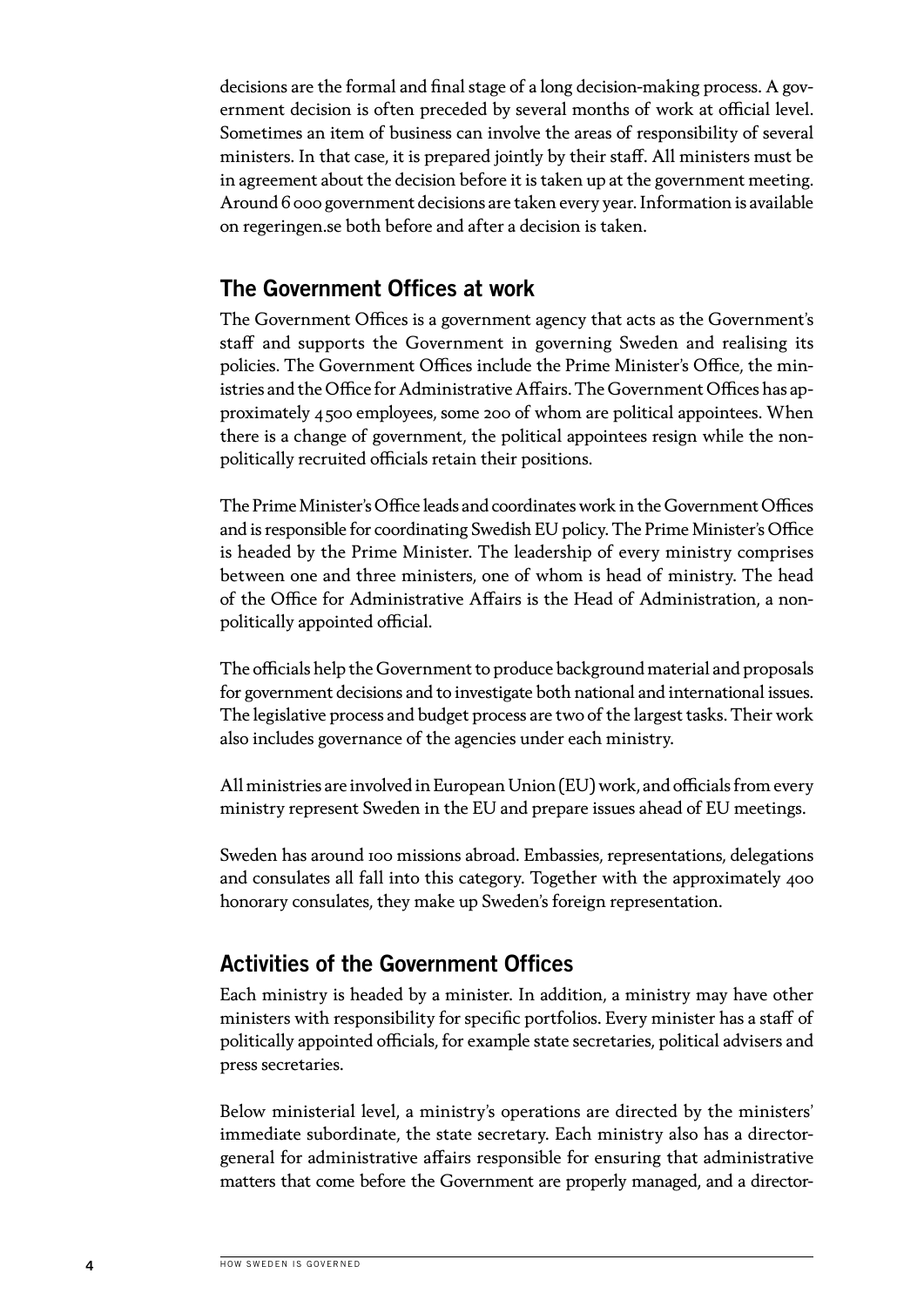decisions are the formal and final stage of a long decision-making process. A government decision is often preceded by several months of work at official level. Sometimes an item of business can involve the areas of responsibility of several ministers. In that case, it is prepared jointly by their staff. All ministers must be in agreement about the decision before it is taken up at the government meeting. Around 6 000 government decisions are taken every year. Information is available on regeringen.se both before and after a decision is taken.

## The Government Offices at work

The Government Offices is a government agency that acts as the Government's staff and supports the Government in governing Sweden and realising its policies. The Government Offices include the Prime Minister's Office, the ministries and the Office for Administrative Affairs. The Government Offices has approximately 4 500 employees, some 200 of whom are political appointees. When there is a change of government, the political appointees resign while the non-politically recruited officials retain their positions.

The Prime Minister's Office leads and coordinates work in the Government Offices and is responsible for coordinating Swedish EU policy. The Prime Minister's Office is headed by the Prime Minister. The leadership of every ministry comprises between one and three ministers, one of whom is head of ministry. The head of the Office for Administrative Affairs is the Head of Administration, a non-politically appointed official.

The officials help the Government to produce background material and proposals for government decisions and to investigate both national and international issues. The legislative process and budget process are two of the largest tasks. Their work also includes governance of the agencies under each ministry.

All ministries are involved in European Union (EU) work, and officials from every ministry represent Sweden in the EU and prepare issues ahead of EU meetings.

Sweden has around 100 missions abroad. Embassies, representations, delegations and consulates all fall into this category. Together with the approximately 400 honorary consulates, they make up Sweden's foreign representation.

## Activities of the Government Offices

Each ministry is headed by a minister. In addition, a ministry may have other ministers with responsibility for specific portfolios. Every minister has a staff of politically appointed officials, for example state secretaries, political advisers and press secretaries.

Below ministerial level, a ministry's operations are directed by the ministers' immediate subordinate, the state secretary. Each ministry also has a director-general for administrative affairs responsible for ensuring that administrative matters that come before the Government are properly managed, and a director-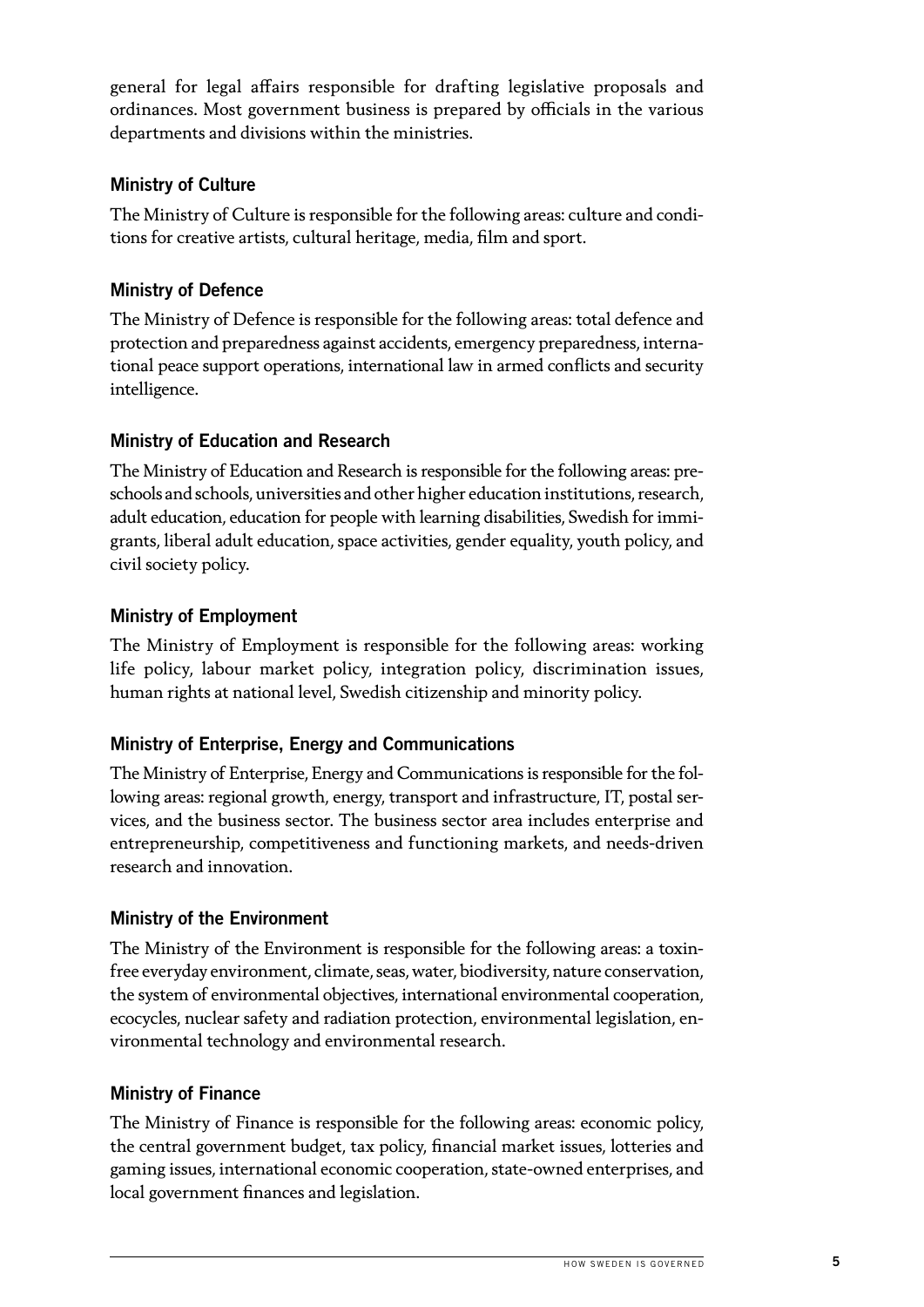general for legal affairs responsible for drafting legislative proposals and ordinances. Most government business is prepared by officials in the various departments and divisions within the ministries.

### Ministry of Culture

The Ministry of Culture is responsible for the following areas: culture and conditions for creative artists, cultural heritage, media, film and sport.

### Ministry of Defence

The Ministry of Defence is responsible for the following areas: total defence and protection and preparedness against accidents, emergency preparedness, international peace support operations, international law in armed conflicts and security intelligence.

### Ministry of Education and Research

The Ministry of Education and Research is responsible for the following areas: preschools and schools, universities and other higher education institutions, research, adult education, education for people with learning disabilities, Swedish for immigrants, liberal adult education, space activities, gender equality, youth policy, and civil society policy.

### Ministry of Employment

The Ministry of Employment is responsible for the following areas: working life policy, labour market policy, integration policy, discrimination issues, human rights at national level, Swedish citizenship and minority policy.

### Ministry of Enterprise, Energy and Communications

The Ministry of Enterprise, Energy and Communications is responsible for the following areas: regional growth, energy, transport and infrastructure, IT, postal services, and the business sector. The business sector area includes enterprise and entrepreneurship, competitiveness and functioning markets, and needs-driven research and innovation.

### Ministry of the Environment

The Ministry of the Environment is responsible for the following areas: a toxin-free everyday environment, climate, seas, water, biodiversity, nature conservation, the system of environmental objectives, international environmental cooperation, ecocycles, nuclear safety and radiation protection, environmental legislation, environmental technology and environmental research.

### Ministry of Finance

The Ministry of Finance is responsible for the following areas: economic policy, the central government budget, tax policy, financial market issues, lotteries and gaming issues, international economic cooperation, state-owned enterprises, and local government finances and legislation.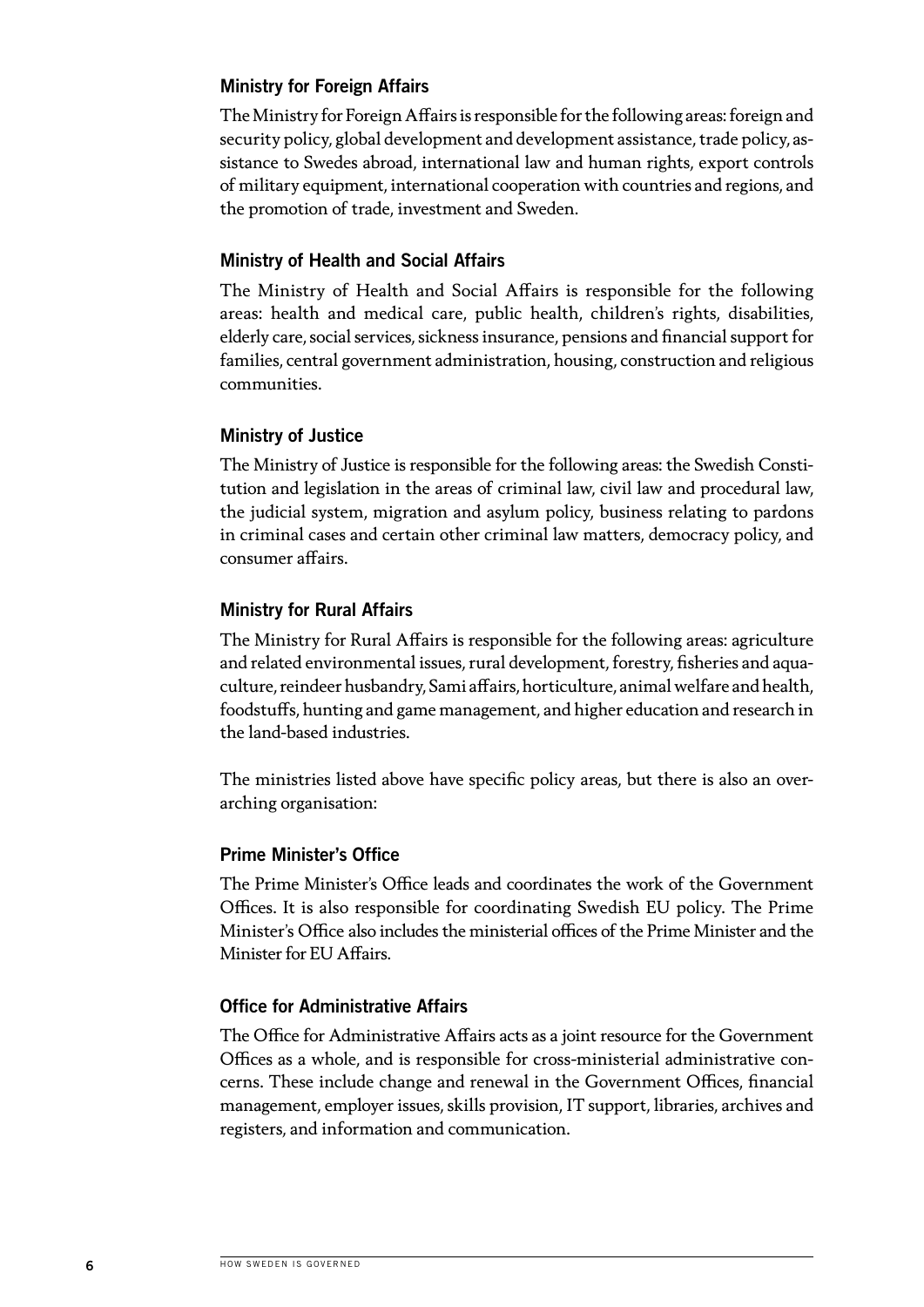### Ministry for Foreign Affairs

The Ministry for Foreign Affairs is responsible for the following areas: foreign and security policy, global development and development assistance, trade policy, assistance to Swedes abroad, international law and human rights, export controls of military equipment, international cooperation with countries and regions, and the promotion of trade, investment and Sweden.

### Ministry of Health and Social Affairs

The Ministry of Health and Social Affairs is responsible for the following areas: health and medical care, public health, children's rights, disabilities, elderly care, social services, sickness insurance, pensions and financial support for families, central government administration, housing, construction and religious communities.

### Ministry of Justice

The Ministry of Justice is responsible for the following areas: the Swedish Constitution and legislation in the areas of criminal law, civil law and procedural law, the judicial system, migration and asylum policy, business relating to pardons in criminal cases and certain other criminal law matters, democracy policy, and consumer affairs.

### Ministry for Rural Affairs

The Ministry for Rural Affairs is responsible for the following areas: agriculture and related environmental issues, rural development, forestry, fisheries and aquaculture, reindeer husbandry, Sami affairs, horticulture, animal welfare and health, foodstuffs, hunting and game management, and higher education and research in the land-based industries.

The ministries listed above have specific policy areas, but there is also an overarching organisation:

### Prime Minister's Office

The Prime Minister's Office leads and coordinates the work of the Government Offices. It is also responsible for coordinating Swedish EU policy. The Prime Minister's Office also includes the ministerial offices of the Prime Minister and the Minister for EU Affairs.

### Office for Administrative Affairs

The Office for Administrative Affairs acts as a joint resource for the Government Offices as a whole, and is responsible for cross-ministerial administrative concerns. These include change and renewal in the Government Offices, financial management, employer issues, skills provision, IT support, libraries, archives and registers, and information and communication.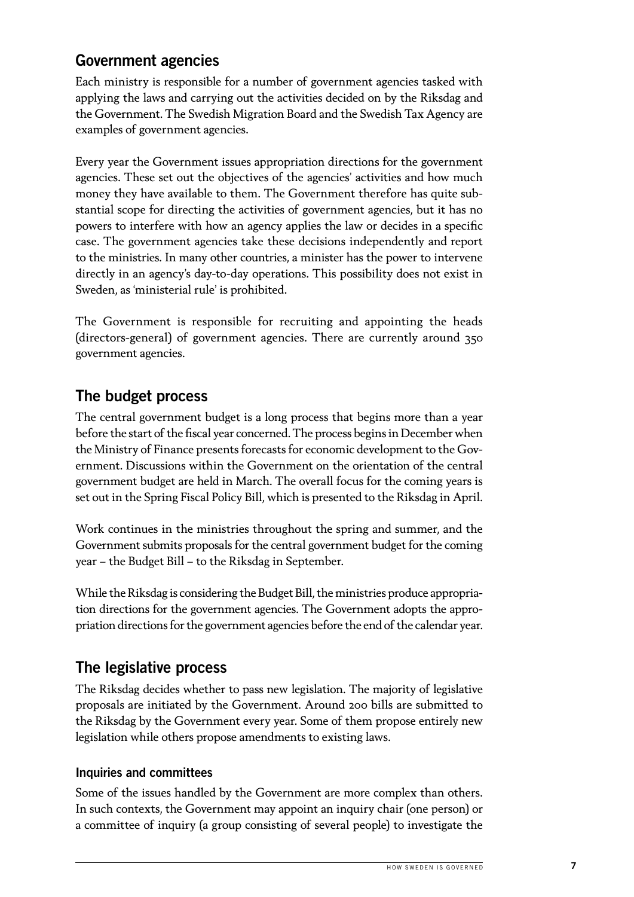## Government agencies

Each ministry is responsible for a number of government agencies tasked with applying the laws and carrying out the activities decided on by the Riksdag and the Government. The Swedish Migration Board and the Swedish Tax Agency are examples of government agencies.

Every year the Government issues appropriation directions for the government agencies. These set out the objectives of the agencies' activities and how much money they have available to them. The Government therefore has quite substantial scope for directing the activities of government agencies, but it has no powers to interfere with how an agency applies the law or decides in a specific case. The government agencies take these decisions independently and report to the ministries. In many other countries, a minister has the power to intervene directly in an agency's day-to-day operations. This possibility does not exist in Sweden, as 'ministerial rule' is prohibited.

The Government is responsible for recruiting and appointing the heads (directors-general) of government agencies. There are currently around 350 government agencies.

## The budget process

The central government budget is a long process that begins more than a year before the start of the fiscal year concerned. The process begins in December when the Ministry of Finance presents forecasts for economic development to the Government. Discussions within the Government on the orientation of the central government budget are held in March. The overall focus for the coming years is set out in the Spring Fiscal Policy Bill, which is presented to the Riksdag in April.

Work continues in the ministries throughout the spring and summer, and the Government submits proposals for the central government budget for the coming year – the Budget Bill – to the Riksdag in September.

While the Riksdag is considering the Budget Bill, the ministries produce appropriation directions for the government agencies. The Government adopts the appropriation directions for the government agencies before the end of the calendar year.

## The legislative process

The Riksdag decides whether to pass new legislation. The majority of legislative proposals are initiated by the Government. Around 200 bills are submitted to the Riksdag by the Government every year. Some of them propose entirely new legislation while others propose amendments to existing laws.

### Inquiries and committees

Some of the issues handled by the Government are more complex than others. In such contexts, the Government may appoint an inquiry chair (one person) or a committee of inquiry (a group consisting of several people) to investigate the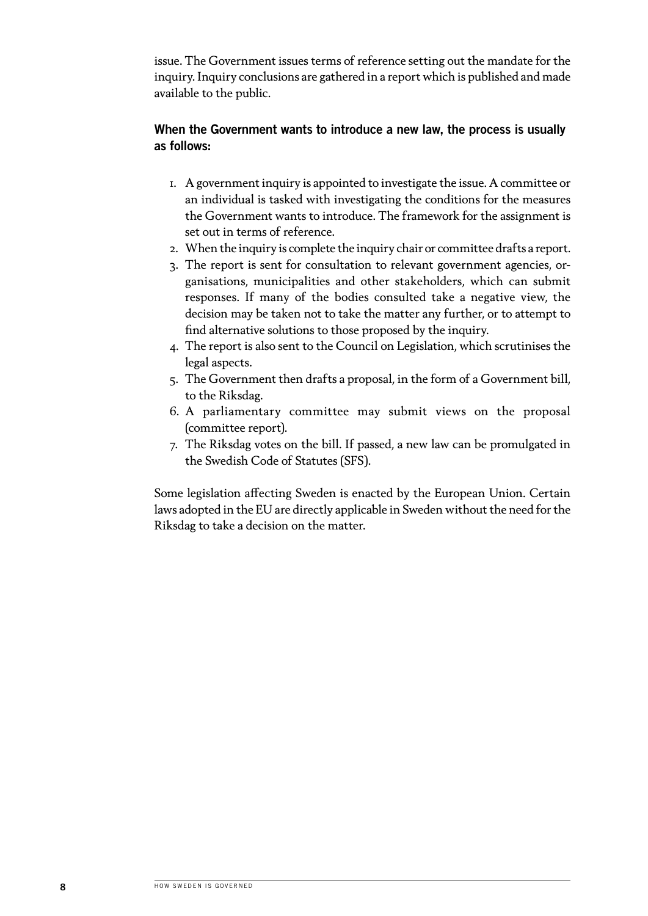issue. The Government issues terms of reference setting out the mandate for the inquiry. Inquiry conclusions are gathered in a report which is published and made available to the public.

**When the Government wants to introduce a new law, the process is usually as follows:**

1. A government inquiry is appointed to investigate the issue. A committee or an individual is tasked with investigating the conditions for the measures the Government wants to introduce. The framework for the assignment is set out in terms of reference.
2. When the inquiry is complete the inquiry chair or committee drafts a report.
3. The report is sent for consultation to relevant government agencies, organisations, municipalities and other stakeholders, which can submit responses. If many of the bodies consulted take a negative view, the decision may be taken not to take the matter any further, or to attempt to find alternative solutions to those proposed by the inquiry.
4. The report is also sent to the Council on Legislation, which scrutinises the legal aspects.
5. The Government then drafts a proposal, in the form of a Government bill, to the Riksdag.
6. A parliamentary committee may submit views on the proposal (committee report).
7. The Riksdag votes on the bill. If passed, a new law can be promulgated in the Swedish Code of Statutes (SFS).

Some legislation affecting Sweden is enacted by the European Union. Certain laws adopted in the EU are directly applicable in Sweden without the need for the Riksdag to take a decision on the matter.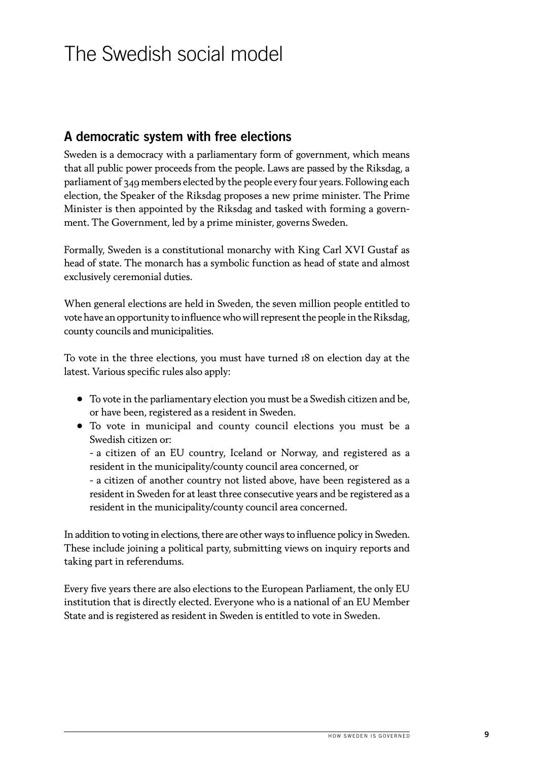# The Swedish social model

## A democratic system with free elections

Sweden is a democracy with a parliamentary form of government, which means that all public power proceeds from the people. Laws are passed by the Riksdag, a parliament of 349 members elected by the people every four years. Following each election, the Speaker of the Riksdag proposes a new prime minister. The Prime Minister is then appointed by the Riksdag and tasked with forming a government. The Government, led by a prime minister, governs Sweden.

Formally, Sweden is a constitutional monarchy with King Carl XVI Gustaf as head of state. The monarch has a symbolic function as head of state and almost exclusively ceremonial duties.

When general elections are held in Sweden, the seven million people entitled to vote have an opportunity to influence who will represent the people in the Riksdag, county councils and municipalities.

To vote in the three elections, you must have turned 18 on election day at the latest. Various specific rules also apply:

- To vote in the parliamentary election you must be a Swedish citizen and be, or have been, registered as a resident in Sweden.
- To vote in municipal and county council elections you must be a Swedish citizen or:
  - a citizen of an EU country, Iceland or Norway, and registered as a resident in the municipality/county council area concerned, or
  - a citizen of another country not listed above, have been registered as a resident in Sweden for at least three consecutive years and be registered as a resident in the municipality/county council area concerned.

In addition to voting in elections, there are other ways to influence policy in Sweden. These include joining a political party, submitting views on inquiry reports and taking part in referendums.

Every five years there are also elections to the European Parliament, the only EU institution that is directly elected. Everyone who is a national of an EU Member State and is registered as resident in Sweden is entitled to vote in Sweden.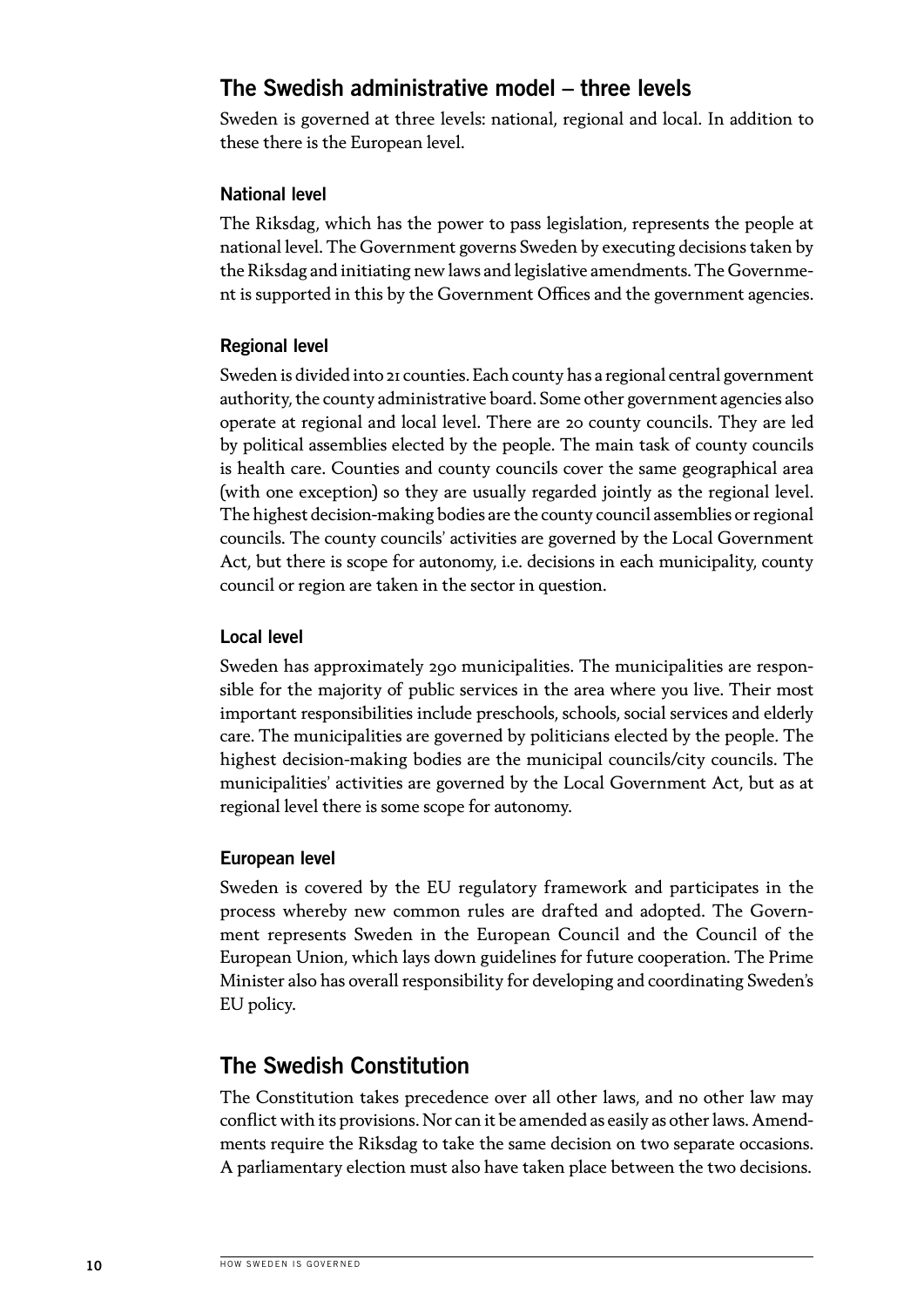## The Swedish administrative model – three levels

Sweden is governed at three levels: national, regional and local. In addition to these there is the European level.

### National level

The Riksdag, which has the power to pass legislation, represents the people at national level. The Government governs Sweden by executing decisions taken by the Riksdag and initiating new laws and legislative amendments. The Government is supported in this by the Government Offices and the government agencies.

### Regional level

Sweden is divided into 21 counties. Each county has a regional central government authority, the county administrative board. Some other government agencies also operate at regional and local level. There are 20 county councils. They are led by political assemblies elected by the people. The main task of county councils is health care. Counties and county councils cover the same geographical area (with one exception) so they are usually regarded jointly as the regional level. The highest decision-making bodies are the county council assemblies or regional councils. The county councils' activities are governed by the Local Government Act, but there is scope for autonomy, i.e. decisions in each municipality, county council or region are taken in the sector in question.

### Local level

Sweden has approximately 290 municipalities. The municipalities are responsible for the majority of public services in the area where you live. Their most important responsibilities include preschools, schools, social services and elderly care. The municipalities are governed by politicians elected by the people. The highest decision-making bodies are the municipal councils/city councils. The municipalities' activities are governed by the Local Government Act, but as at regional level there is some scope for autonomy.

### European level

Sweden is covered by the EU regulatory framework and participates in the process whereby new common rules are drafted and adopted. The Government represents Sweden in the European Council and the Council of the European Union, which lays down guidelines for future cooperation. The Prime Minister also has overall responsibility for developing and coordinating Sweden's EU policy.

## The Swedish Constitution

The Constitution takes precedence over all other laws, and no other law may conflict with its provisions. Nor can it be amended as easily as other laws. Amendments require the Riksdag to take the same decision on two separate occasions. A parliamentary election must also have taken place between the two decisions.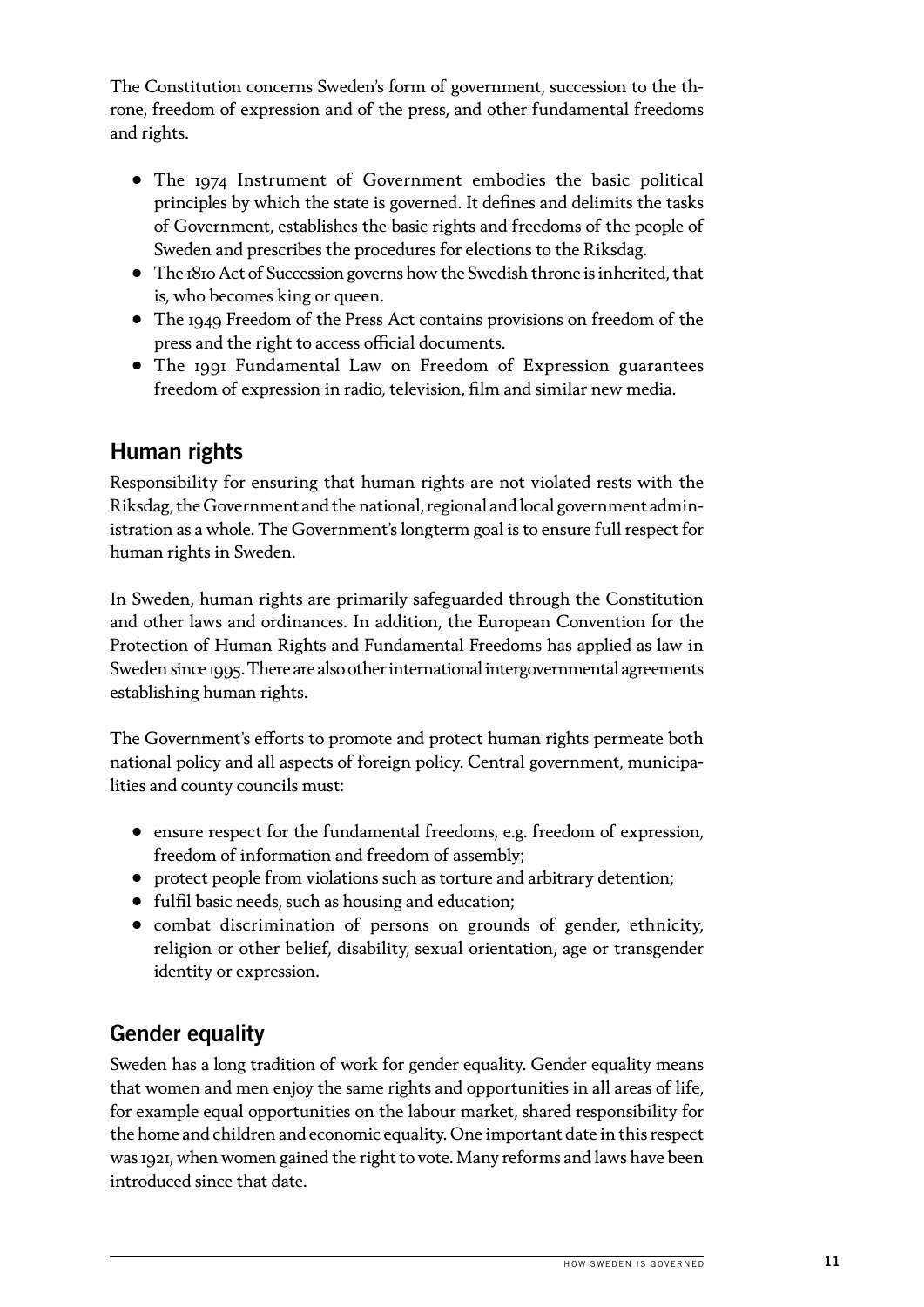The Constitution concerns Sweden's form of government, succession to the throne, freedom of expression and of the press, and other fundamental freedoms and rights.

- The 1974 Instrument of Government embodies the basic political principles by which the state is governed. It defines and delimits the tasks of Government, establishes the basic rights and freedoms of the people of Sweden and prescribes the procedures for elections to the Riksdag.
- The 1810 Act of Succession governs how the Swedish throne is inherited, that is, who becomes king or queen.
- The 1949 Freedom of the Press Act contains provisions on freedom of the press and the right to access official documents.
- The 1991 Fundamental Law on Freedom of Expression guarantees freedom of expression in radio, television, film and similar new media.

## Human rights

Responsibility for ensuring that human rights are not violated rests with the Riksdag, the Government and the national, regional and local government administration as a whole. The Government's longterm goal is to ensure full respect for human rights in Sweden.

In Sweden, human rights are primarily safeguarded through the Constitution and other laws and ordinances. In addition, the European Convention for the Protection of Human Rights and Fundamental Freedoms has applied as law in Sweden since 1995. There are also other international intergovernmental agreements establishing human rights.

The Government's efforts to promote and protect human rights permeate both national policy and all aspects of foreign policy. Central government, municipalities and county councils must:

- ensure respect for the fundamental freedoms, e.g. freedom of expression, freedom of information and freedom of assembly;
- protect people from violations such as torture and arbitrary detention;
- fulfil basic needs, such as housing and education;
- combat discrimination of persons on grounds of gender, ethnicity, religion or other belief, disability, sexual orientation, age or transgender identity or expression.

## Gender equality

Sweden has a long tradition of work for gender equality. Gender equality means that women and men enjoy the same rights and opportunities in all areas of life, for example equal opportunities on the labour market, shared responsibility for the home and children and economic equality. One important date in this respect was 1921, when women gained the right to vote. Many reforms and laws have been introduced since that date.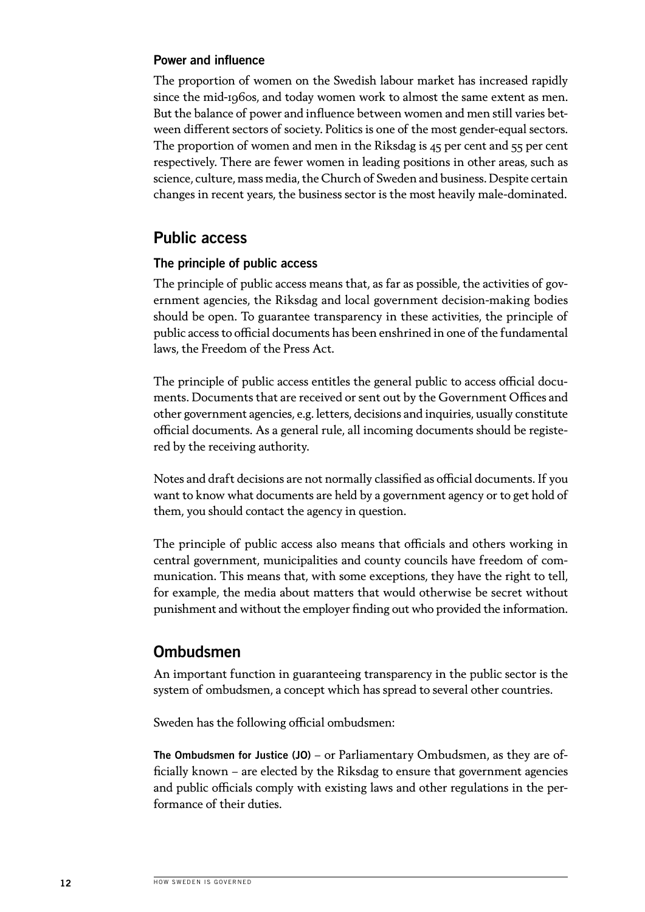### Power and influence

The proportion of women on the Swedish labour market has increased rapidly since the mid-1960s, and today women work to almost the same extent as men. But the balance of power and influence between women and men still varies between different sectors of society. Politics is one of the most gender-equal sectors. The proportion of women and men in the Riksdag is 45 per cent and 55 per cent respectively. There are fewer women in leading positions in other areas, such as science, culture, mass media, the Church of Sweden and business. Despite certain changes in recent years, the business sector is the most heavily male-dominated.

## Public access

### The principle of public access

The principle of public access means that, as far as possible, the activities of government agencies, the Riksdag and local government decision-making bodies should be open. To guarantee transparency in these activities, the principle of public access to official documents has been enshrined in one of the fundamental laws, the Freedom of the Press Act.

The principle of public access entitles the general public to access official documents. Documents that are received or sent out by the Government Offices and other government agencies, e.g. letters, decisions and inquiries, usually constitute official documents. As a general rule, all incoming documents should be registered by the receiving authority.

Notes and draft decisions are not normally classified as official documents. If you want to know what documents are held by a government agency or to get hold of them, you should contact the agency in question.

The principle of public access also means that officials and others working in central government, municipalities and county councils have freedom of communication. This means that, with some exceptions, they have the right to tell, for example, the media about matters that would otherwise be secret without punishment and without the employer finding out who provided the information.

## Ombudsmen

An important function in guaranteeing transparency in the public sector is the system of ombudsmen, a concept which has spread to several other countries.

Sweden has the following official ombudsmen:

**The Ombudsmen for Justice (JO)** – or Parliamentary Ombudsmen, as they are officially known – are elected by the Riksdag to ensure that government agencies and public officials comply with existing laws and other regulations in the performance of their duties.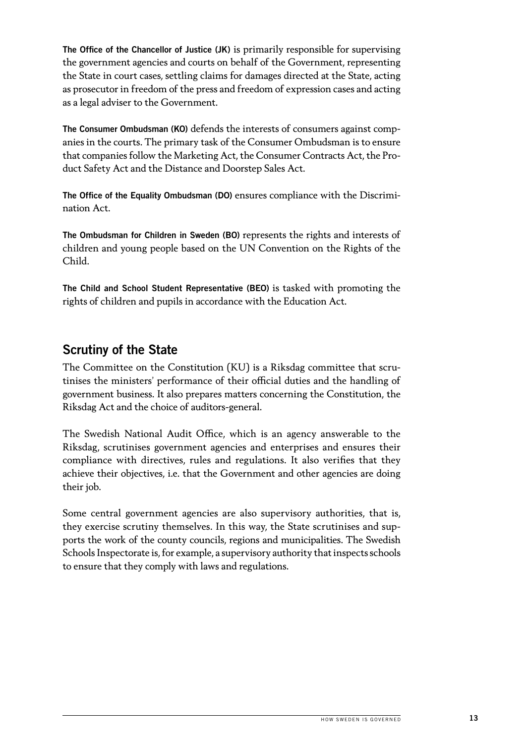**The Office of the Chancellor of Justice (JK)** is primarily responsible for supervising the government agencies and courts on behalf of the Government, representing the State in court cases, settling claims for damages directed at the State, acting as prosecutor in freedom of the press and freedom of expression cases and acting as a legal adviser to the Government.

**The Consumer Ombudsman (KO)** defends the interests of consumers against companies in the courts. The primary task of the Consumer Ombudsman is to ensure that companies follow the Marketing Act, the Consumer Contracts Act, the Product Safety Act and the Distance and Doorstep Sales Act.

**The Office of the Equality Ombudsman (DO)** ensures compliance with the Discrimination Act.

**The Ombudsman for Children in Sweden (BO)** represents the rights and interests of children and young people based on the UN Convention on the Rights of the Child.

**The Child and School Student Representative (BEO)** is tasked with promoting the rights of children and pupils in accordance with the Education Act.

## Scrutiny of the State

The Committee on the Constitution (KU) is a Riksdag committee that scrutinises the ministers' performance of their official duties and the handling of government business. It also prepares matters concerning the Constitution, the Riksdag Act and the choice of auditors-general.

The Swedish National Audit Office, which is an agency answerable to the Riksdag, scrutinises government agencies and enterprises and ensures their compliance with directives, rules and regulations. It also verifies that they achieve their objectives, i.e. that the Government and other agencies are doing their job.

Some central government agencies are also supervisory authorities, that is, they exercise scrutiny themselves. In this way, the State scrutinises and supports the work of the county councils, regions and municipalities. The Swedish Schools Inspectorate is, for example, a supervisory authority that inspects schools to ensure that they comply with laws and regulations.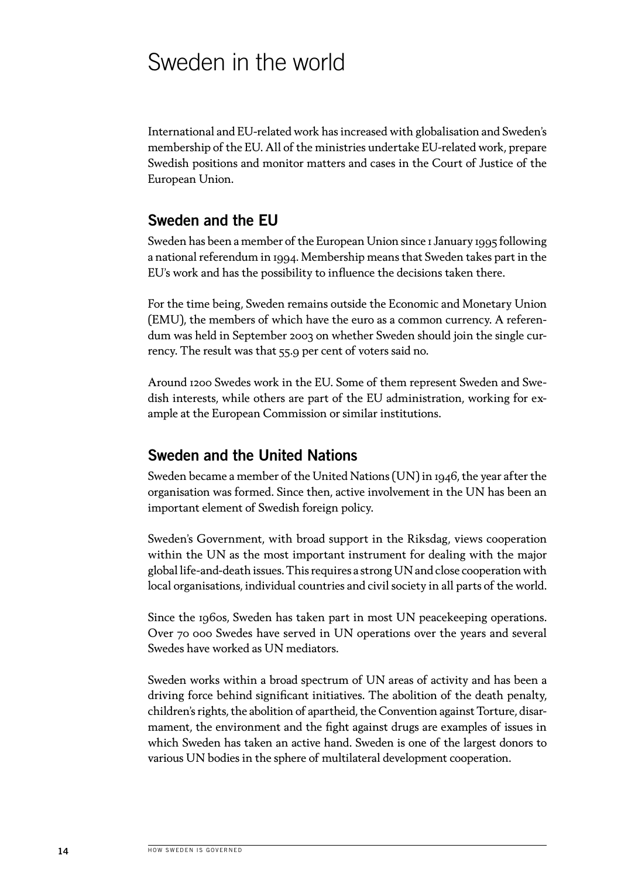# Sweden in the world

International and EU-related work has increased with globalisation and Sweden's membership of the EU. All of the ministries undertake EU-related work, prepare Swedish positions and monitor matters and cases in the Court of Justice of the European Union.

## Sweden and the EU

Sweden has been a member of the European Union since 1 January 1995 following a national referendum in 1994. Membership means that Sweden takes part in the EU's work and has the possibility to influence the decisions taken there.

For the time being, Sweden remains outside the Economic and Monetary Union (EMU), the members of which have the euro as a common currency. A referendum was held in September 2003 on whether Sweden should join the single currency. The result was that 55.9 per cent of voters said no.

Around 1200 Swedes work in the EU. Some of them represent Sweden and Swedish interests, while others are part of the EU administration, working for example at the European Commission or similar institutions.

## Sweden and the United Nations

Sweden became a member of the United Nations (UN) in 1946, the year after the organisation was formed. Since then, active involvement in the UN has been an important element of Swedish foreign policy.

Sweden's Government, with broad support in the Riksdag, views cooperation within the UN as the most important instrument for dealing with the major global life-and-death issues. This requires a strong UN and close cooperation with local organisations, individual countries and civil society in all parts of the world.

Since the 1960s, Sweden has taken part in most UN peacekeeping operations. Over 70 000 Swedes have served in UN operations over the years and several Swedes have worked as UN mediators.

Sweden works within a broad spectrum of UN areas of activity and has been a driving force behind significant initiatives. The abolition of the death penalty, children's rights, the abolition of apartheid, the Convention against Torture, disarmament, the environment and the fight against drugs are examples of issues in which Sweden has taken an active hand. Sweden is one of the largest donors to various UN bodies in the sphere of multilateral development cooperation.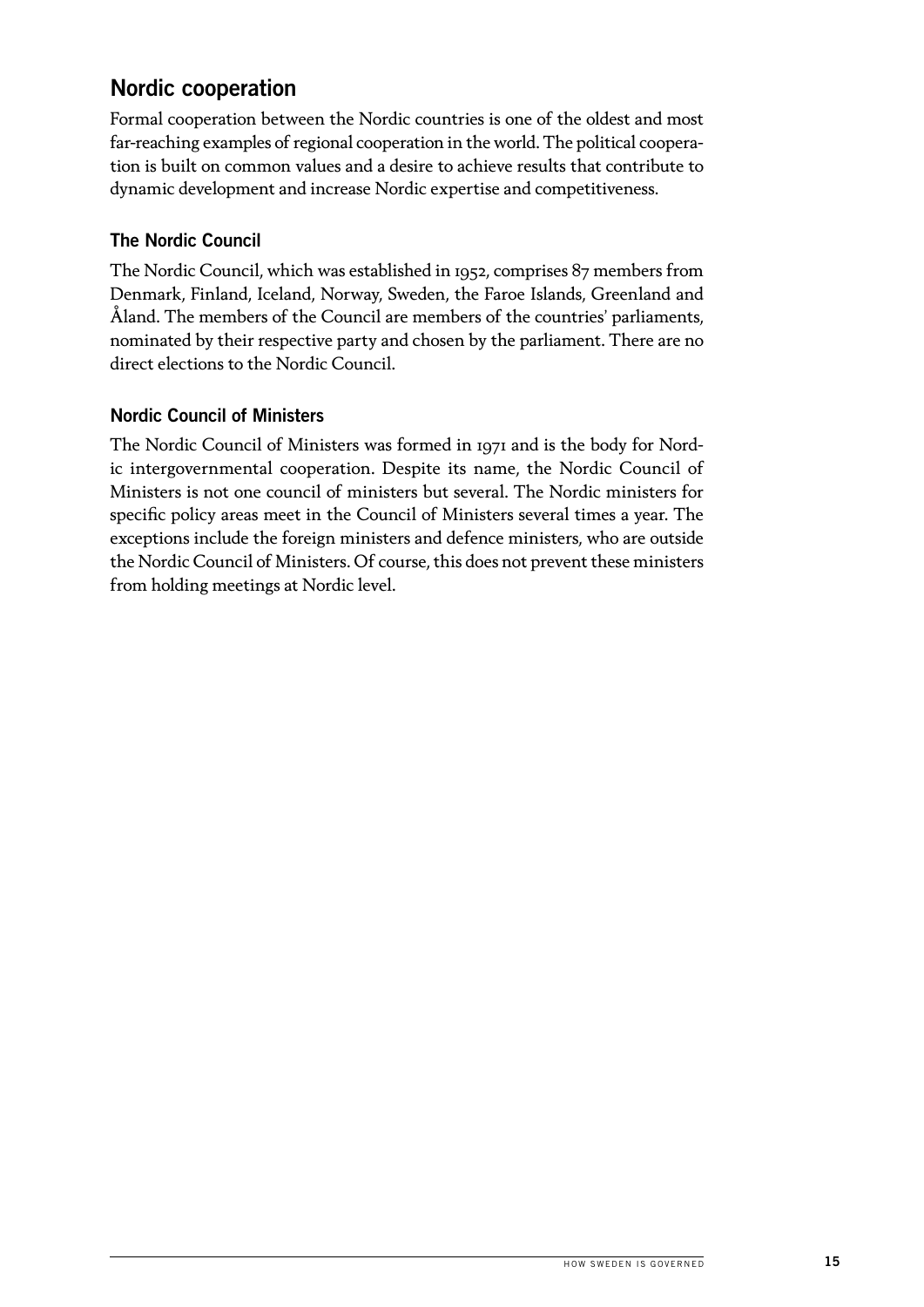## Nordic cooperation

Formal cooperation between the Nordic countries is one of the oldest and most far-reaching examples of regional cooperation in the world. The political cooperation is built on common values and a desire to achieve results that contribute to dynamic development and increase Nordic expertise and competitiveness.

### The Nordic Council

The Nordic Council, which was established in 1952, comprises 87 members from Denmark, Finland, Iceland, Norway, Sweden, the Faroe Islands, Greenland and Åland. The members of the Council are members of the countries' parliaments, nominated by their respective party and chosen by the parliament. There are no direct elections to the Nordic Council.

### Nordic Council of Ministers

The Nordic Council of Ministers was formed in 1971 and is the body for Nordic intergovernmental cooperation. Despite its name, the Nordic Council of Ministers is not one council of ministers but several. The Nordic ministers for specific policy areas meet in the Council of Ministers several times a year. The exceptions include the foreign ministers and defence ministers, who are outside the Nordic Council of Ministers. Of course, this does not prevent these ministers from holding meetings at Nordic level.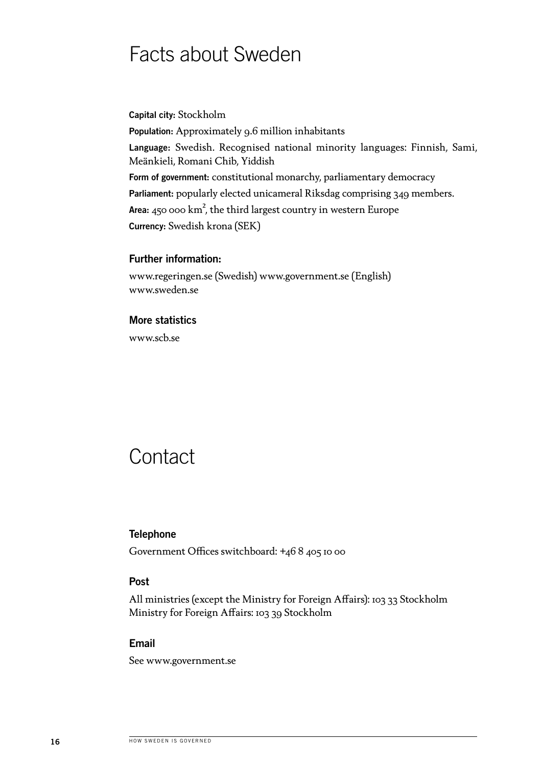# Facts about Sweden

**Capital city:** Stockholm

**Population:** Approximately 9.6 million inhabitants

**Language:** Swedish. Recognised national minority languages: Finnish, Sami, Meänkieli, Romani Chib, Yiddish

**Form of government:** constitutional monarchy, parliamentary democracy

**Parliament:** popularly elected unicameral Riksdag comprising 349 members.

**Area:** 450 000 $km^2$, the third largest country in western Europe

**Currency:** Swedish krona (SEK)

### Further information:

www.regeringen.se (Swedish) www.government.se (English)
www.sweden.se

### More statistics

www.scb.se

# Contact

### Telephone

Government Offices switchboard: +46 8 405 10 00

### Post

All ministries (except the Ministry for Foreign Affairs): 103 33 Stockholm
Ministry for Foreign Affairs: 103 39 Stockholm

### Email

See www.government.se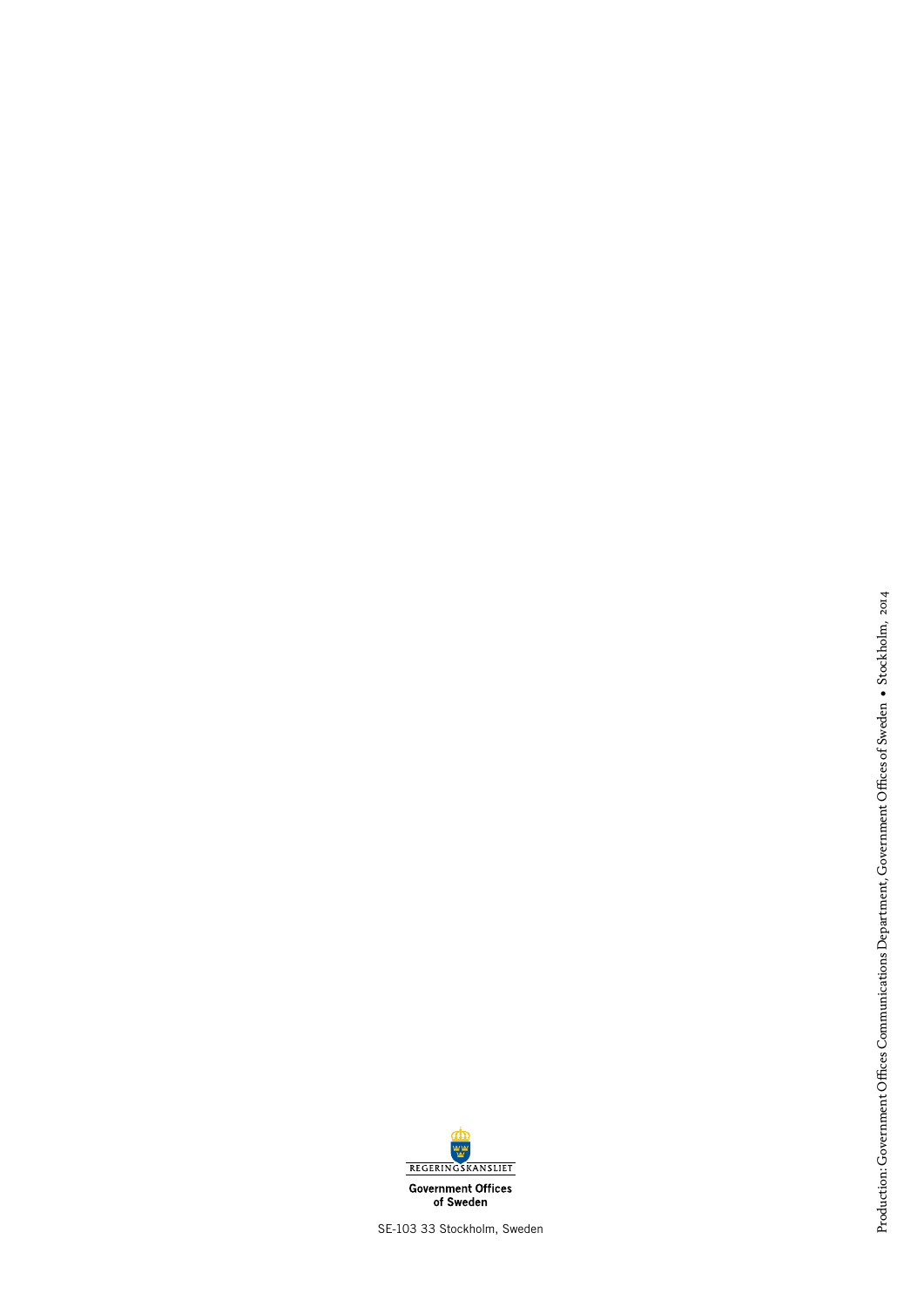REGERINGSKANSLIET

Government Offices of Sweden

SE-103 33 Stockholm, Sweden

Production: Government Offices Communications Department, Government Offices of Sweden • Stockholm, 2014